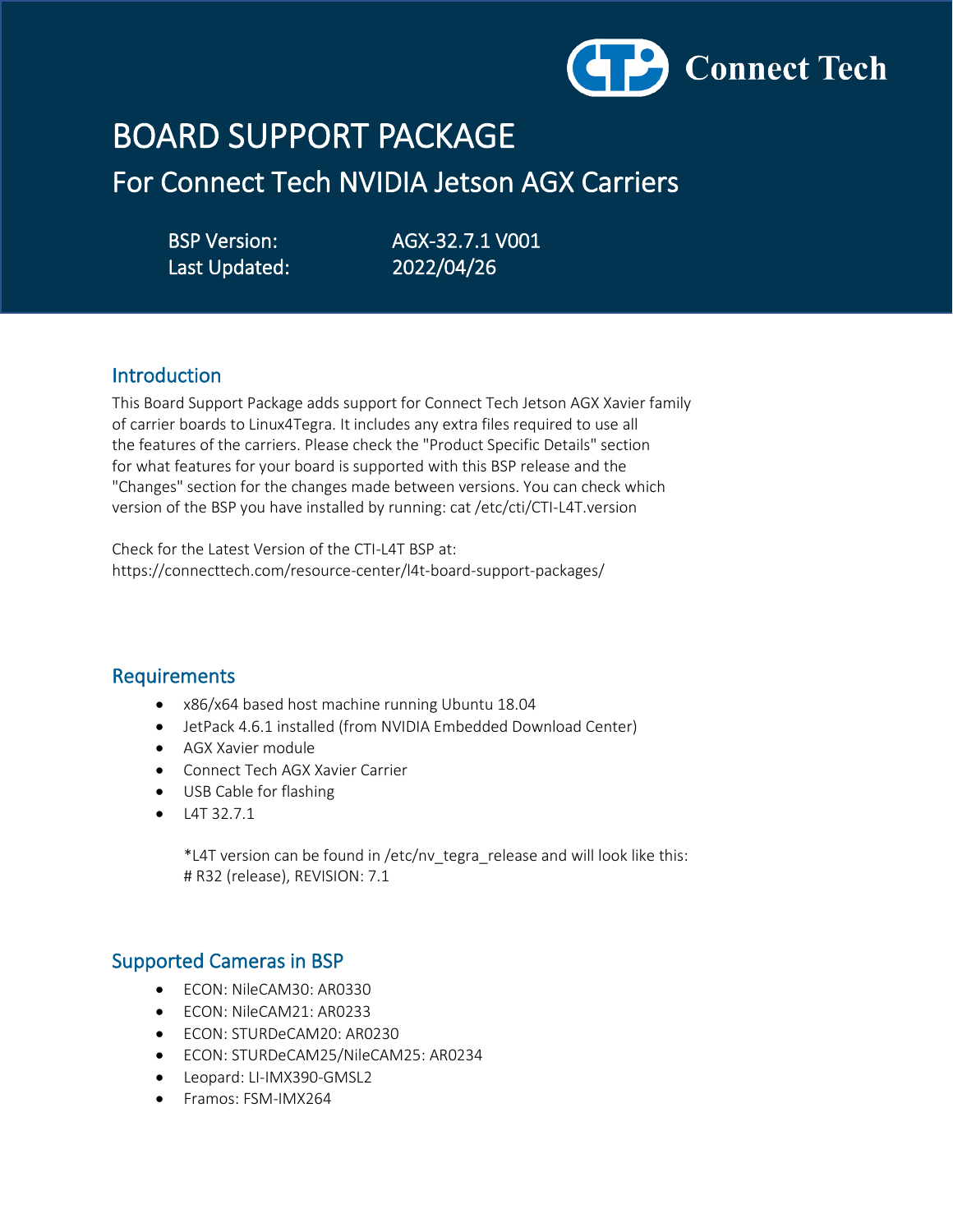Connect Tech

# BOARD SUPPORT PACKAGE

## For Connect Tech NVIDIA Jetson AGX Carriers

BSP Version: AGX-32.7.1 V001
Last Updated: 2022/04/26

## Introduction

This Board Support Package adds support for Connect Tech Jetson AGX Xavier family of carrier boards to Linux4Tegra. It includes any extra files required to use all the features of the carriers. Please check the "Product Specific Details" section for what features for your board is supported with this BSP release and the "Changes" section for the changes made between versions. You can check which version of the BSP you have installed by running: cat /etc/cti/CTI-L4T.version

Check for the Latest Version of the CTI-L4T BSP at:
https://connecttech.com/resource-center/l4t-board-support-packages/

## Requirements

- x86/x64 based host machine running Ubuntu 18.04
- JetPack 4.6.1 installed (from NVIDIA Embedded Download Center)
- AGX Xavier module
- Connect Tech AGX Xavier Carrier
- USB Cable for flashing
- L4T 32.7.1

  *L4T version can be found in /etc/nv_tegra_release and will look like this:
  # R32 (release), REVISION: 7.1

## Supported Cameras in BSP

- ECON: NileCAM30: AR0330
- ECON: NileCAM21: AR0233
- ECON: STURDeCAM20: AR0230
- ECON: STURDeCAM25/NileCAM25: AR0234
- Leopard: LI-IMX390-GMSL2
- Framos: FSM-IMX264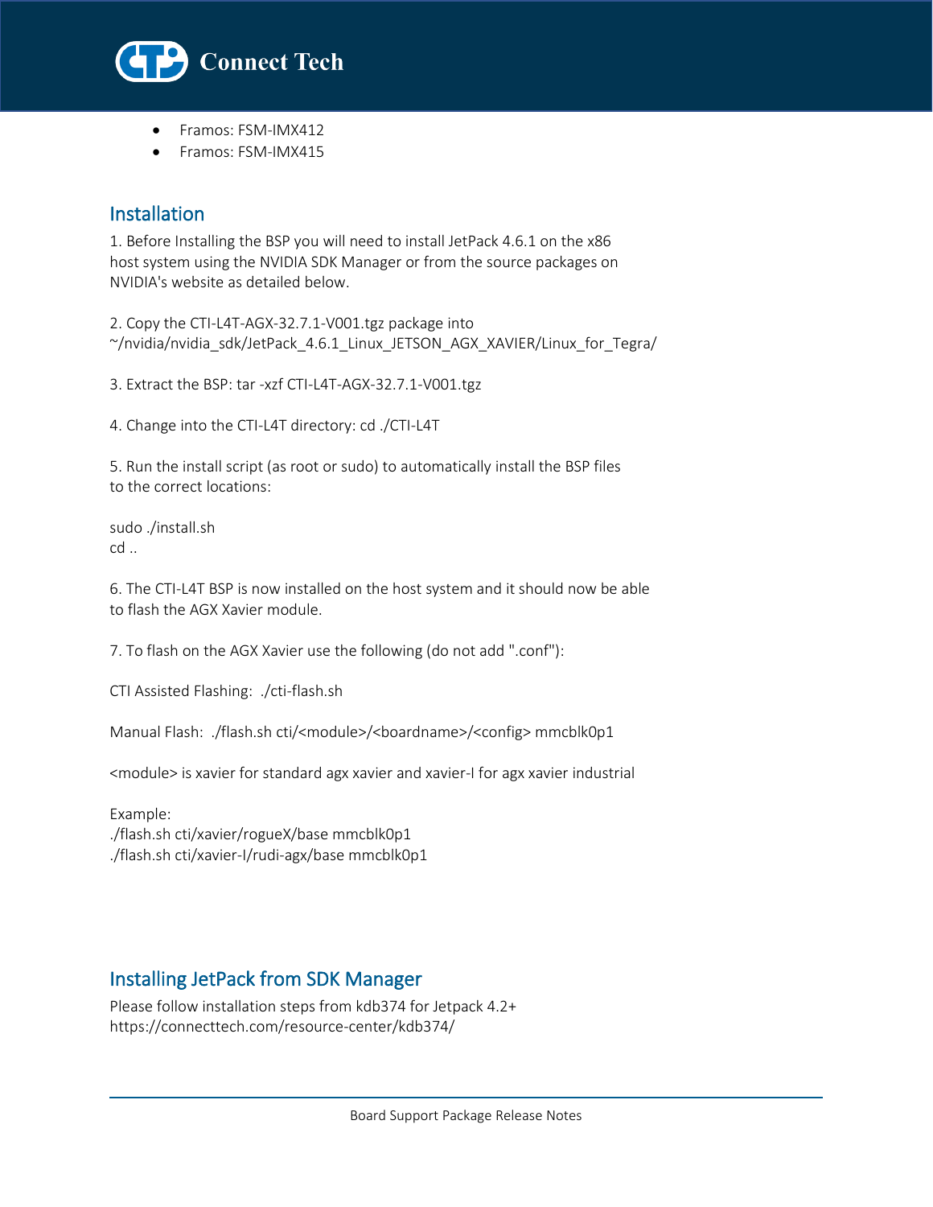- Framos: FSM-IMX412
- Framos: FSM-IMX415

## Installation

1. Before Installing the BSP you will need to install JetPack 4.6.1 on the x86 host system using the NVIDIA SDK Manager or from the source packages on NVIDIA's website as detailed below.

2. Copy the CTI-L4T-AGX-32.7.1-V001.tgz package into ~/nvidia/nvidia_sdk/JetPack_4.6.1_Linux_JETSON_AGX_XAVIER/Linux_for_Tegra/

3. Extract the BSP: tar -xzf CTI-L4T-AGX-32.7.1-V001.tgz

4. Change into the CTI-L4T directory: cd ./CTI-L4T

5. Run the install script (as root or sudo) to automatically install the BSP files to the correct locations:

```
sudo ./install.sh
cd ..
```

6. The CTI-L4T BSP is now installed on the host system and it should now be able to flash the AGX Xavier module.

7. To flash on the AGX Xavier use the following (do not add ".conf"):

CTI Assisted Flashing: ./cti-flash.sh

Manual Flash: ./flash.sh cti/<module>/<boardname>/<config> mmcblk0p1

<module> is xavier for standard agx xavier and xavier-I for agx xavier industrial

Example:

```
./flash.sh cti/xavier/rogueX/base mmcblk0p1
./flash.sh cti/xavier-I/rudi-agx/base mmcblk0p1
```

## Installing JetPack from SDK Manager

Please follow installation steps from kdb374 for Jetpack 4.2+
https://connecttech.com/resource-center/kdb374/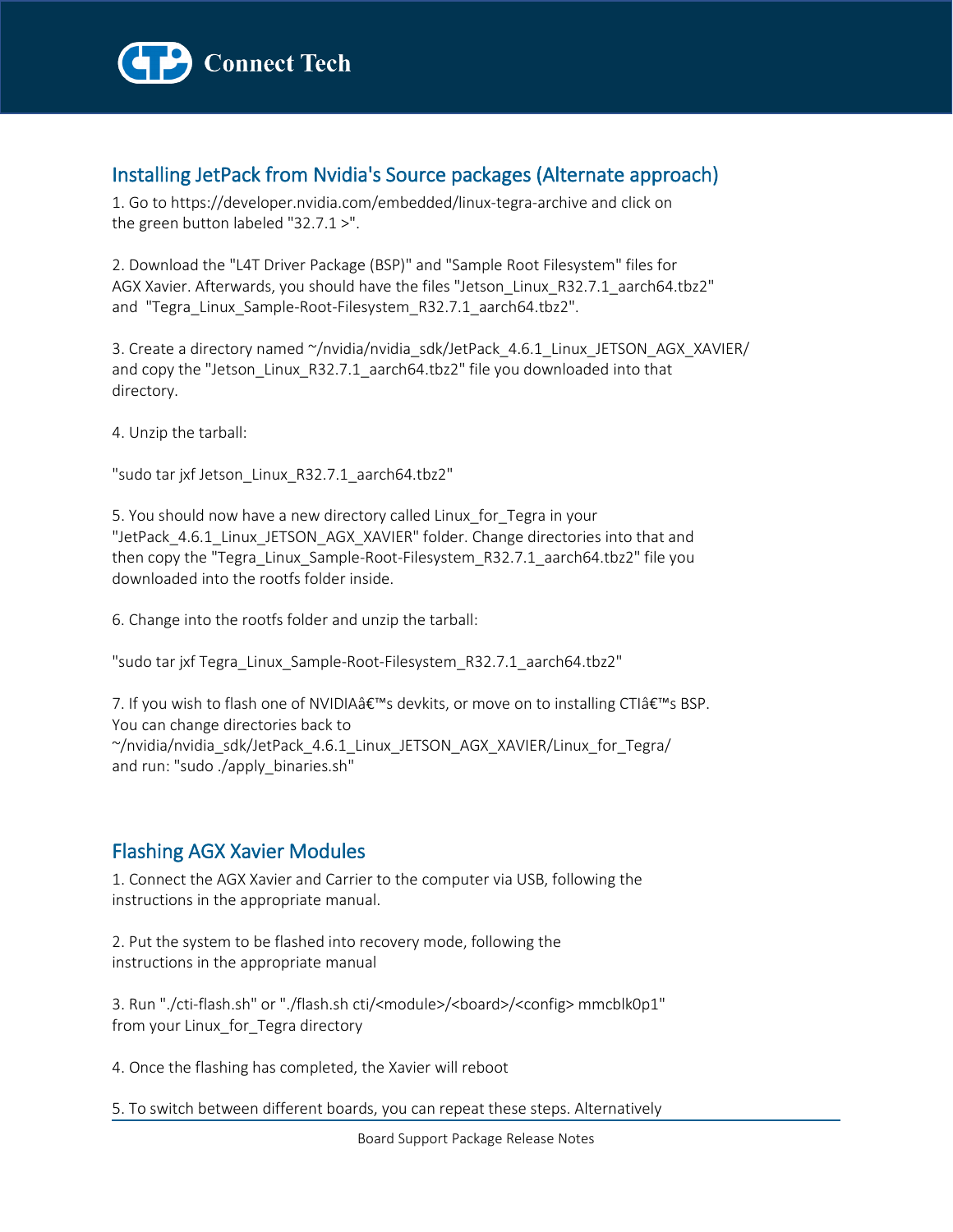## Installing JetPack from Nvidia's Source packages (Alternate approach)

1. Go to https://developer.nvidia.com/embedded/linux-tegra-archive and click on the green button labeled "32.7.1 >".

2. Download the "L4T Driver Package (BSP)" and "Sample Root Filesystem" files for AGX Xavier. Afterwards, you should have the files "Jetson_Linux_R32.7.1_aarch64.tbz2" and "Tegra_Linux_Sample-Root-Filesystem_R32.7.1_aarch64.tbz2".

3. Create a directory named ~/nvidia/nvidia_sdk/JetPack_4.6.1_Linux_JETSON_AGX_XAVIER/ and copy the "Jetson_Linux_R32.7.1_aarch64.tbz2" file you downloaded into that directory.

4. Unzip the tarball:

"sudo tar jxf Jetson_Linux_R32.7.1_aarch64.tbz2"

5. You should now have a new directory called Linux_for_Tegra in your "JetPack_4.6.1_Linux_JETSON_AGX_XAVIER" folder. Change directories into that and then copy the "Tegra_Linux_Sample-Root-Filesystem_R32.7.1_aarch64.tbz2" file you downloaded into the rootfs folder inside.

6. Change into the rootfs folder and unzip the tarball:

"sudo tar jxf Tegra_Linux_Sample-Root-Filesystem_R32.7.1_aarch64.tbz2"

7. If you wish to flash one of NVIDIAâ€™s devkits, or move on to installing CTIâ€™s BSP. You can change directories back to ~/nvidia/nvidia_sdk/JetPack_4.6.1_Linux_JETSON_AGX_XAVIER/Linux_for_Tegra/ and run: "sudo ./apply_binaries.sh"

## Flashing AGX Xavier Modules

1. Connect the AGX Xavier and Carrier to the computer via USB, following the instructions in the appropriate manual.

2. Put the system to be flashed into recovery mode, following the instructions in the appropriate manual

3. Run "./cti-flash.sh" or "./flash.sh cti/<module>/<board>/<config> mmcblk0p1" from your Linux_for_Tegra directory

4. Once the flashing has completed, the Xavier will reboot

5. To switch between different boards, you can repeat these steps. Alternatively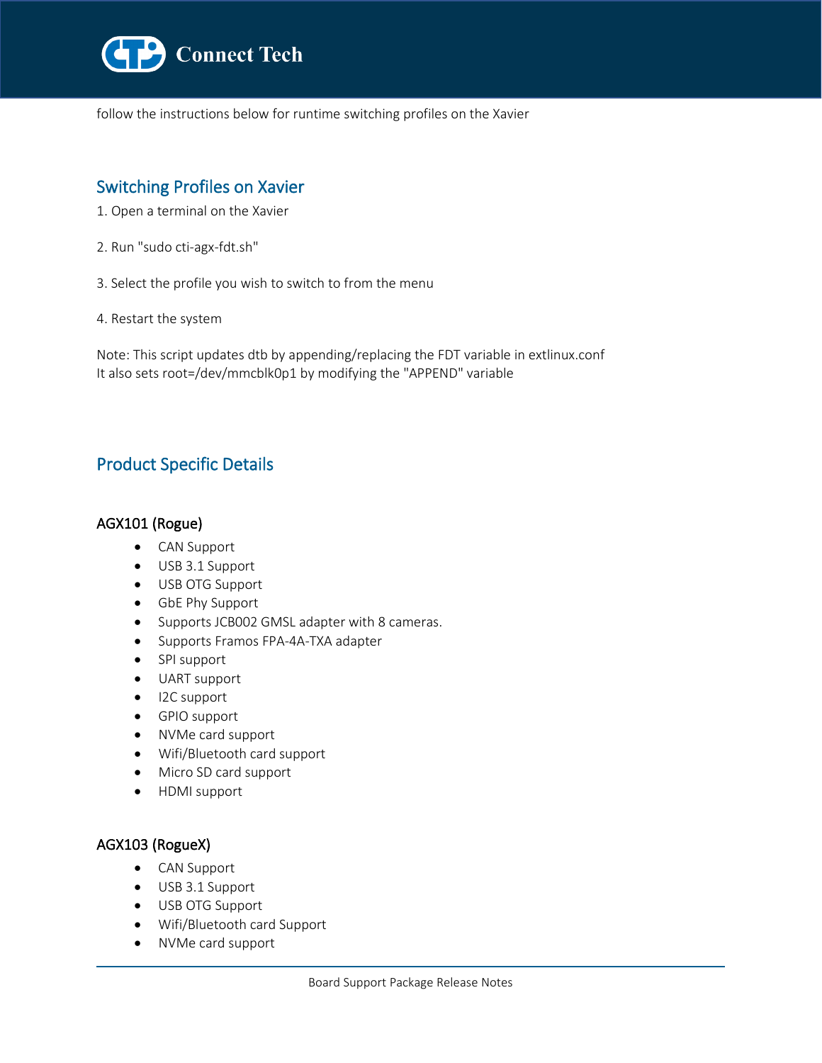follow the instructions below for runtime switching profiles on the Xavier

## Switching Profiles on Xavier

1. Open a terminal on the Xavier

2. Run "sudo cti-agx-fdt.sh"

3. Select the profile you wish to switch to from the menu

4. Restart the system

Note: This script updates dtb by appending/replacing the FDT variable in extlinux.conf
It also sets root=/dev/mmcblk0p1 by modifying the "APPEND" variable

## Product Specific Details

### AGX101 (Rogue)

- CAN Support
- USB 3.1 Support
- USB OTG Support
- GbE Phy Support
- Supports JCB002 GMSL adapter with 8 cameras.
- Supports Framos FPA-4A-TXA adapter
- SPI support
- UART support
- I2C support
- GPIO support
- NVMe card support
- Wifi/Bluetooth card support
- Micro SD card support
- HDMI support

### AGX103 (RogueX)

- CAN Support
- USB 3.1 Support
- USB OTG Support
- Wifi/Bluetooth card Support
- NVMe card support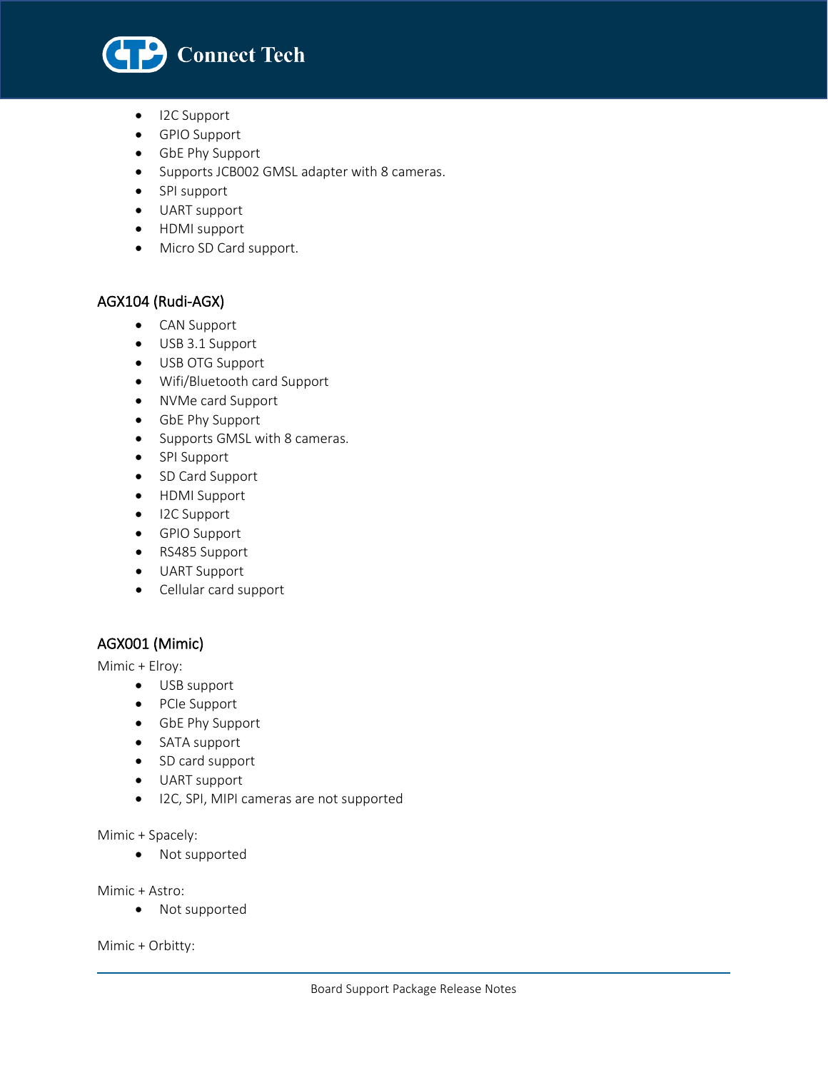- I2C Support
- GPIO Support
- GbE Phy Support
- Supports JCB002 GMSL adapter with 8 cameras.
- SPI support
- UART support
- HDMI support
- Micro SD Card support.

## AGX104 (Rudi-AGX)

- CAN Support
- USB 3.1 Support
- USB OTG Support
- Wifi/Bluetooth card Support
- NVMe card Support
- GbE Phy Support
- Supports GMSL with 8 cameras.
- SPI Support
- SD Card Support
- HDMI Support
- I2C Support
- GPIO Support
- RS485 Support
- UART Support
- Cellular card support

## AGX001 (Mimic)

Mimic + Elroy:

- USB support
- PCIe Support
- GbE Phy Support
- SATA support
- SD card support
- UART support
- I2C, SPI, MIPI cameras are not supported

Mimic + Spacely:

- Not supported

Mimic + Astro:

- Not supported

Mimic + Orbitty: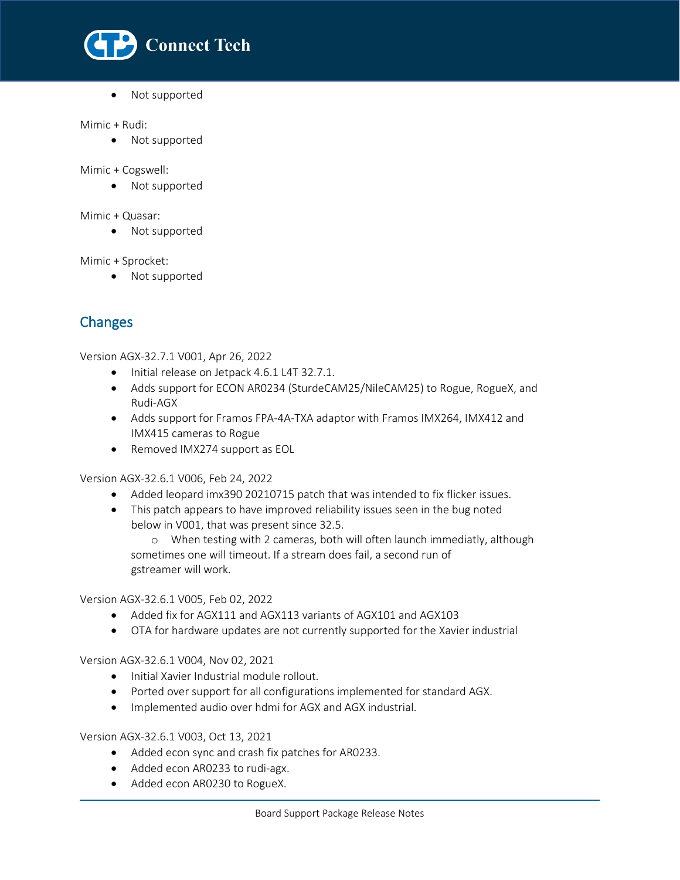- Not supported

Mimic + Rudi:

- Not supported

Mimic + Cogswell:

- Not supported

Mimic + Quasar:

- Not supported

Mimic + Sprocket:

- Not supported

## Changes

Version AGX-32.7.1 V001, Apr 26, 2022

- Initial release on Jetpack 4.6.1 L4T 32.7.1.
- Adds support for ECON AR0234 (SturdeCAM25/NileCAM25) to Rogue, RogueX, and Rudi-AGX
- Adds support for Framos FPA-4A-TXA adaptor with Framos IMX264, IMX412 and IMX415 cameras to Rogue
- Removed IMX274 support as EOL

Version AGX-32.6.1 V006, Feb 24, 2022

- Added leopard imx390 20210715 patch that was intended to fix flicker issues.
- This patch appears to have improved reliability issues seen in the bug noted below in V001, that was present since 32.5.
  - When testing with 2 cameras, both will often launch immediatly, although sometimes one will timeout. If a stream does fail, a second run of gstreamer will work.

Version AGX-32.6.1 V005, Feb 02, 2022

- Added fix for AGX111 and AGX113 variants of AGX101 and AGX103
- OTA for hardware updates are not currently supported for the Xavier industrial

Version AGX-32.6.1 V004, Nov 02, 2021

- Initial Xavier Industrial module rollout.
- Ported over support for all configurations implemented for standard AGX.
- Implemented audio over hdmi for AGX and AGX industrial.

Version AGX-32.6.1 V003, Oct 13, 2021

- Added econ sync and crash fix patches for AR0233.
- Added econ AR0233 to rudi-agx.
- Added econ AR0230 to RogueX.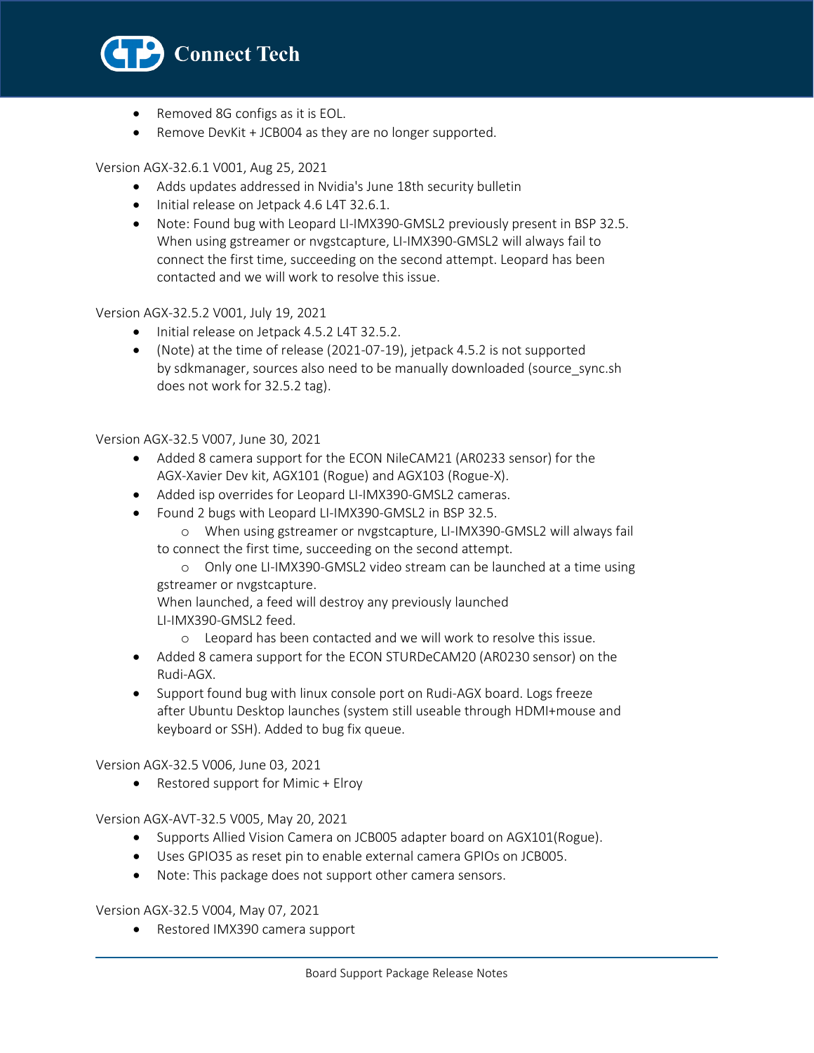- Removed 8G configs as it is EOL.
- Remove DevKit + JCB004 as they are no longer supported.

Version AGX-32.6.1 V001, Aug 25, 2021

- Adds updates addressed in Nvidia's June 18th security bulletin
- Initial release on Jetpack 4.6 L4T 32.6.1.
- Note: Found bug with Leopard LI-IMX390-GMSL2 previously present in BSP 32.5. When using gstreamer or nvgstcapture, LI-IMX390-GMSL2 will always fail to connect the first time, succeeding on the second attempt. Leopard has been contacted and we will work to resolve this issue.

Version AGX-32.5.2 V001, July 19, 2021

- Initial release on Jetpack 4.5.2 L4T 32.5.2.
- (Note) at the time of release (2021-07-19), jetpack 4.5.2 is not supported by sdkmanager, sources also need to be manually downloaded (source_sync.sh does not work for 32.5.2 tag).

Version AGX-32.5 V007, June 30, 2021

- Added 8 camera support for the ECON NileCAM21 (AR0233 sensor) for the AGX-Xavier Dev kit, AGX101 (Rogue) and AGX103 (Rogue-X).
- Added isp overrides for Leopard LI-IMX390-GMSL2 cameras.
- Found 2 bugs with Leopard LI-IMX390-GMSL2 in BSP 32.5.
  - When using gstreamer or nvgstcapture, LI-IMX390-GMSL2 will always fail to connect the first time, succeeding on the second attempt.
  - Only one LI-IMX390-GMSL2 video stream can be launched at a time using gstreamer or nvgstcapture.
    When launched, a feed will destroy any previously launched LI-IMX390-GMSL2 feed.
  - Leopard has been contacted and we will work to resolve this issue.
- Added 8 camera support for the ECON STURDeCAM20 (AR0230 sensor) on the Rudi-AGX.
- Support found bug with linux console port on Rudi-AGX board. Logs freeze after Ubuntu Desktop launches (system still useable through HDMI+mouse and keyboard or SSH). Added to bug fix queue.

Version AGX-32.5 V006, June 03, 2021

- Restored support for Mimic + Elroy

Version AGX-AVT-32.5 V005, May 20, 2021

- Supports Allied Vision Camera on JCB005 adapter board on AGX101(Rogue).
- Uses GPIO35 as reset pin to enable external camera GPIOs on JCB005.
- Note: This package does not support other camera sensors.

Version AGX-32.5 V004, May 07, 2021

- Restored IMX390 camera support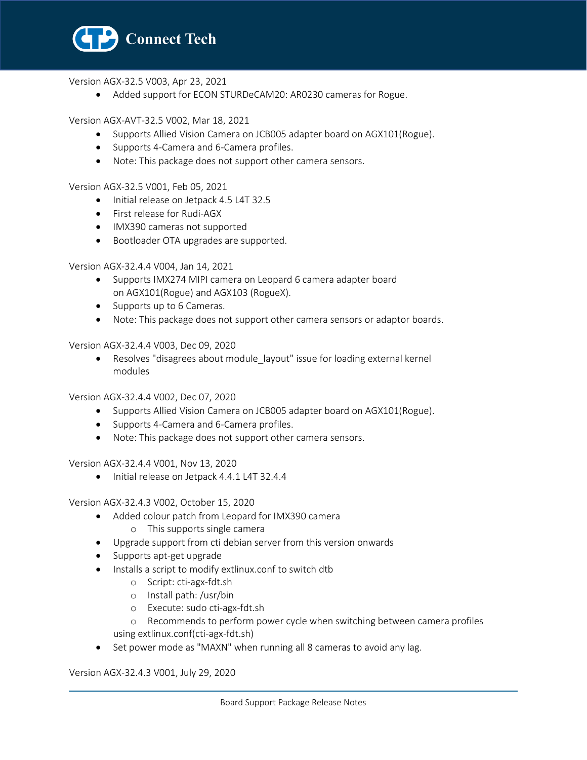Version AGX-32.5 V003, Apr 23, 2021

- Added support for ECON STURDeCAM20: AR0230 cameras for Rogue.

Version AGX-AVT-32.5 V002, Mar 18, 2021

- Supports Allied Vision Camera on JCB005 adapter board on AGX101(Rogue).
- Supports 4-Camera and 6-Camera profiles.
- Note: This package does not support other camera sensors.

Version AGX-32.5 V001, Feb 05, 2021

- Initial release on Jetpack 4.5 L4T 32.5
- First release for Rudi-AGX
- IMX390 cameras not supported
- Bootloader OTA upgrades are supported.

Version AGX-32.4.4 V004, Jan 14, 2021

- Supports IMX274 MIPI camera on Leopard 6 camera adapter board on AGX101(Rogue) and AGX103 (RogueX).
- Supports up to 6 Cameras.
- Note: This package does not support other camera sensors or adaptor boards.

Version AGX-32.4.4 V003, Dec 09, 2020

- Resolves "disagrees about module_layout" issue for loading external kernel modules

Version AGX-32.4.4 V002, Dec 07, 2020

- Supports Allied Vision Camera on JCB005 adapter board on AGX101(Rogue).
- Supports 4-Camera and 6-Camera profiles.
- Note: This package does not support other camera sensors.

Version AGX-32.4.4 V001, Nov 13, 2020

- Initial release on Jetpack 4.4.1 L4T 32.4.4

Version AGX-32.4.3 V002, October 15, 2020

- Added colour patch from Leopard for IMX390 camera
  - This supports single camera
- Upgrade support from cti debian server from this version onwards
- Supports apt-get upgrade
- Installs a script to modify extlinux.conf to switch dtb
  - Script: cti-agx-fdt.sh
  - Install path: /usr/bin
  - Execute: sudo cti-agx-fdt.sh
  - Recommends to perform power cycle when switching between camera profiles using extlinux.conf(cti-agx-fdt.sh)
- Set power mode as "MAXN" when running all 8 cameras to avoid any lag.

Version AGX-32.4.3 V001, July 29, 2020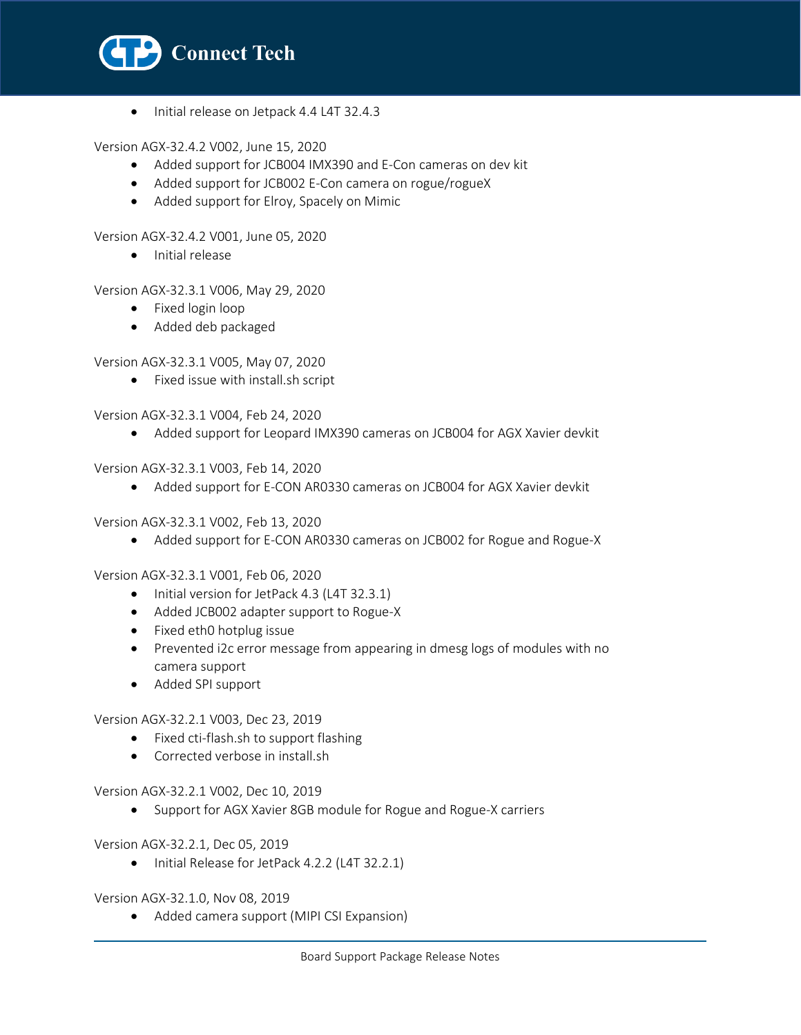- Initial release on Jetpack 4.4 L4T 32.4.3

Version AGX-32.4.2 V002, June 15, 2020

- Added support for JCB004 IMX390 and E-Con cameras on dev kit
- Added support for JCB002 E-Con camera on rogue/rogueX
- Added support for Elroy, Spacely on Mimic

Version AGX-32.4.2 V001, June 05, 2020

- Initial release

Version AGX-32.3.1 V006, May 29, 2020

- Fixed login loop
- Added deb packaged

Version AGX-32.3.1 V005, May 07, 2020

- Fixed issue with install.sh script

Version AGX-32.3.1 V004, Feb 24, 2020

- Added support for Leopard IMX390 cameras on JCB004 for AGX Xavier devkit

Version AGX-32.3.1 V003, Feb 14, 2020

- Added support for E-CON AR0330 cameras on JCB004 for AGX Xavier devkit

Version AGX-32.3.1 V002, Feb 13, 2020

- Added support for E-CON AR0330 cameras on JCB002 for Rogue and Rogue-X

Version AGX-32.3.1 V001, Feb 06, 2020

- Initial version for JetPack 4.3 (L4T 32.3.1)
- Added JCB002 adapter support to Rogue-X
- Fixed eth0 hotplug issue
- Prevented i2c error message from appearing in dmesg logs of modules with no camera support
- Added SPI support

Version AGX-32.2.1 V003, Dec 23, 2019

- Fixed cti-flash.sh to support flashing
- Corrected verbose in install.sh

Version AGX-32.2.1 V002, Dec 10, 2019

- Support for AGX Xavier 8GB module for Rogue and Rogue-X carriers

Version AGX-32.2.1, Dec 05, 2019

- Initial Release for JetPack 4.2.2 (L4T 32.2.1)

Version AGX-32.1.0, Nov 08, 2019

- Added camera support (MIPI CSI Expansion)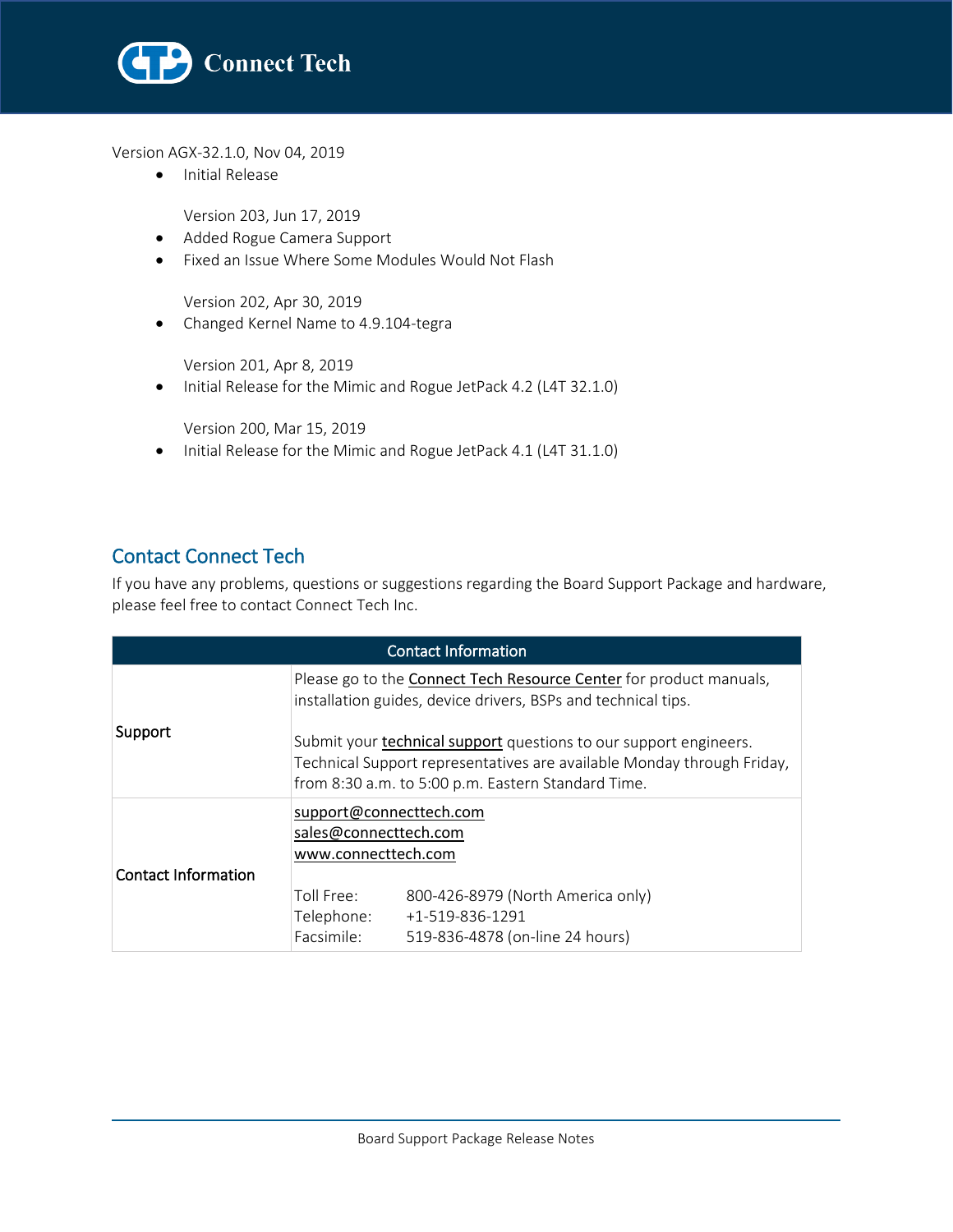Version AGX-32.1.0, Nov 04, 2019

- Initial Release

Version 203, Jun 17, 2019

- Added Rogue Camera Support
- Fixed an Issue Where Some Modules Would Not Flash

Version 202, Apr 30, 2019

- Changed Kernel Name to 4.9.104-tegra

Version 201, Apr 8, 2019

- Initial Release for the Mimic and Rogue JetPack 4.2 (L4T 32.1.0)

Version 200, Mar 15, 2019

- Initial Release for the Mimic and Rogue JetPack 4.1 (L4T 31.1.0)

## Contact Connect Tech

If you have any problems, questions or suggestions regarding the Board Support Package and hardware, please feel free to contact Connect Tech Inc.

| Contact Information | |
|---|---|
| **Support** | Please go to the Connect Tech Resource Center for product manuals, installation guides, device drivers, BSPs and technical tips.<br><br>Submit your technical support questions to our support engineers. Technical Support representatives are available Monday through Friday, from 8:30 a.m. to 5:00 p.m. Eastern Standard Time. |
| **Contact Information** | support@connecttech.com<br>sales@connecttech.com<br>www.connecttech.com<br><br>Toll Free: 800-426-8979 (North America only)<br>Telephone: +1-519-836-1291<br>Facsimile: 519-836-4878 (on-line 24 hours) |